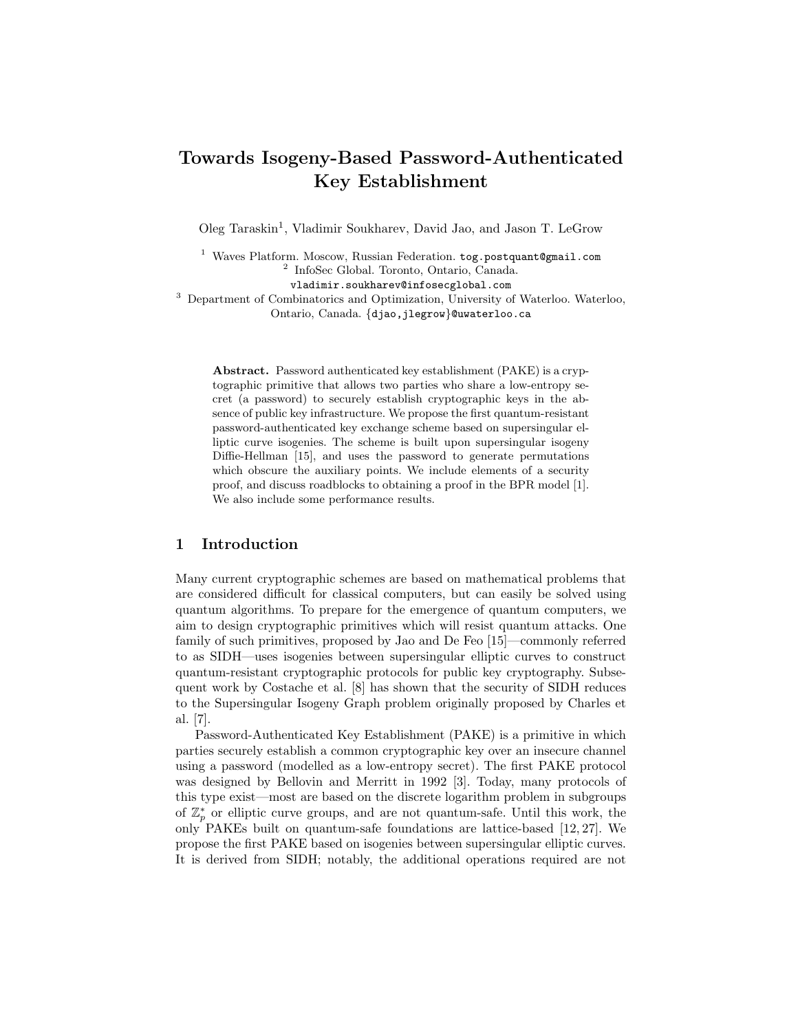# Towards Isogeny-Based Password-Authenticated Key Establishment

Oleg Taraskin[1], Vladimir Soukharev, David Jao, and Jason T. LeGrow

[1] Waves Platform. Moscow, Russian Federation. tog.postquant@gmail.com

[2] InfoSec Global. Toronto, Ontario, Canada. vladimir.soukharev@infosecglobal.com

[3] Department of Combinatorics and Optimization, University of Waterloo. Waterloo, Ontario, Canada. {djao,jlegrow}@uwaterloo.ca

**Abstract.** Password authenticated key establishment (PAKE) is a cryptographic primitive that allows two parties who share a low-entropy secret (a password) to securely establish cryptographic keys in the absence of public key infrastructure. We propose the first quantum-resistant password-authenticated key exchange scheme based on supersingular elliptic curve isogenies. The scheme is built upon supersingular isogeny Diffie-Hellman [15], and uses the password to generate permutations which obscure the auxiliary points. We include elements of a security proof, and discuss roadblocks to obtaining a proof in the BPR model [1]. We also include some performance results.

## 1 Introduction

Many current cryptographic schemes are based on mathematical problems that are considered difficult for classical computers, but can easily be solved using quantum algorithms. To prepare for the emergence of quantum computers, we aim to design cryptographic primitives which will resist quantum attacks. One family of such primitives, proposed by Jao and De Feo [15]—commonly referred to as SIDH—uses isogenies between supersingular elliptic curves to construct quantum-resistant cryptographic protocols for public key cryptography. Subsequent work by Costache et al. [8] has shown that the security of SIDH reduces to the Supersingular Isogeny Graph problem originally proposed by Charles et al. [7].

Password-Authenticated Key Establishment (PAKE) is a primitive in which parties securely establish a common cryptographic key over an insecure channel using a password (modelled as a low-entropy secret). The first PAKE protocol was designed by Bellovin and Merritt in 1992 [3]. Today, many protocols of this type exist—most are based on the discrete logarithm problem in subgroups of $\mathbb{Z}_p^*$ or elliptic curve groups, and are not quantum-safe. Until this work, the only PAKEs built on quantum-safe foundations are lattice-based [12, 27]. We propose the first PAKE based on isogenies between supersingular elliptic curves. It is derived from SIDH; notably, the additional operations required are not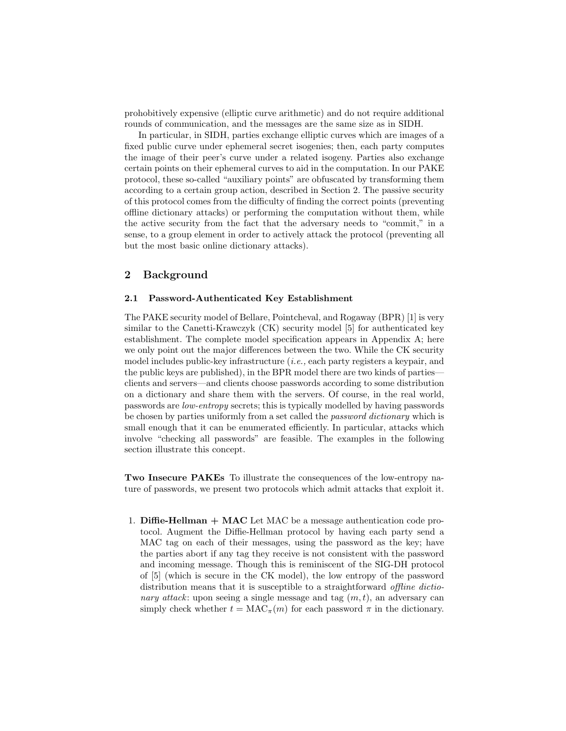prohibitively expensive (elliptic curve arithmetic) and do not require additional rounds of communication, and the messages are the same size as in SIDH.

In particular, in SIDH, parties exchange elliptic curves which are images of a fixed public curve under ephemeral secret isogenies; then, each party computes the image of their peer's curve under a related isogeny. Parties also exchange certain points on their ephemeral curves to aid in the computation. In our PAKE protocol, these so-called "auxiliary points" are obfuscated by transforming them according to a certain group action, described in Section 2. The passive security of this protocol comes from the difficulty of finding the correct points (preventing offline dictionary attacks) or performing the computation without them, while the active security from the fact that the adversary needs to "commit," in a sense, to a group element in order to actively attack the protocol (preventing all but the most basic online dictionary attacks).

## 2 Background

### 2.1 Password-Authenticated Key Establishment

The PAKE security model of Bellare, Pointcheval, and Rogaway (BPR) [1] is very similar to the Canetti-Krawczyk (CK) security model [5] for authenticated key establishment. The complete model specification appears in Appendix A; here we only point out the major differences between the two. While the CK security model includes public-key infrastructure (*i.e.,* each party registers a keypair, and the public keys are published), in the BPR model there are two kinds of parties—clients and servers—and clients choose passwords according to some distribution on a dictionary and share them with the servers. Of course, in the real world, passwords are *low-entropy* secrets; this is typically modelled by having passwords be chosen by parties uniformly from a set called the *password dictionary* which is small enough that it can be enumerated efficiently. In particular, attacks which involve "checking all passwords" are feasible. The examples in the following section illustrate this concept.

**Two Insecure PAKEs** To illustrate the consequences of the low-entropy nature of passwords, we present two protocols which admit attacks that exploit it.

1. **Diffie-Hellman + MAC** Let MAC be a message authentication code protocol. Augment the Diffie-Hellman protocol by having each party send a MAC tag on each of their messages, using the password as the key; have the parties abort if any tag they receive is not consistent with the password and incoming message. Though this is reminiscent of the SIG-DH protocol of [5] (which is secure in the CK model), the low entropy of the password distribution means that it is susceptible to a straightforward *offline dictionary attack*: upon seeing a single message and tag $(m, t)$, an adversary can simply check whether $t = \mathrm{MAC}_{\pi}(m)$ for each password $\pi$ in the dictionary.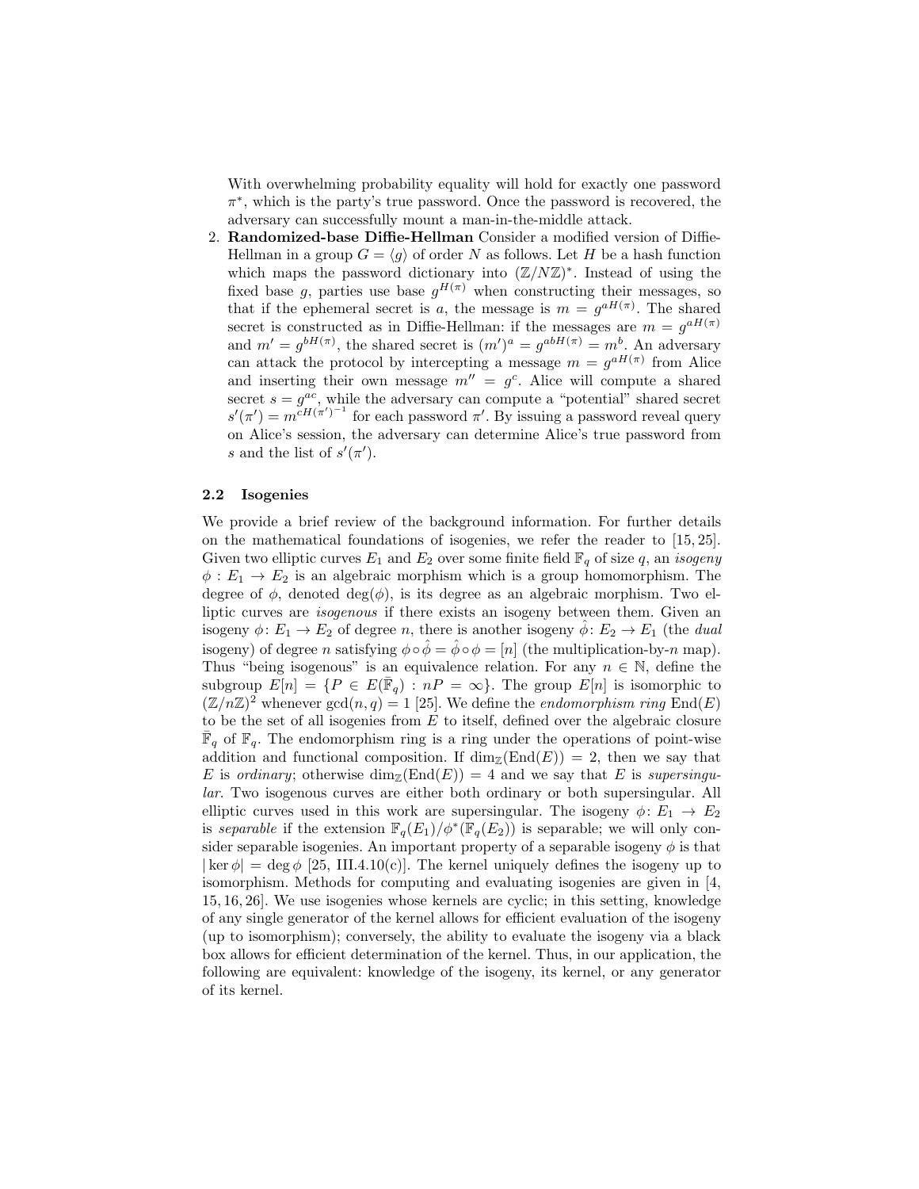With overwhelming probability equality will hold for exactly one password $\pi^*$, which is the party's true password. Once the password is recovered, the adversary can successfully mount a man-in-the-middle attack.

2. **Randomized-base Diffie-Hellman** Consider a modified version of Diffie-Hellman in a group $G = \langle g \rangle$ of order $N$ as follows. Let $H$ be a hash function which maps the password dictionary into $(\mathbb{Z}/N\mathbb{Z})^*$. Instead of using the fixed base $g$, parties use base $g^{H(\pi)}$ when constructing their messages, so that if the ephemeral secret is $a$, the message is $m = g^{aH(\pi)}$. The shared secret is constructed as in Diffie-Hellman: if the messages are $m = g^{aH(\pi)}$ and $m' = g^{bH(\pi)}$, the shared secret is $(m')^a = g^{abH(\pi)} = m^b$. An adversary can attack the protocol by intercepting a message $m = g^{aH(\pi)}$ from Alice and inserting their own message $m'' = g^c$. Alice will compute a shared secret $s = g^{ac}$, while the adversary can compute a "potential" shared secret $s'(\pi') = m^{cH(\pi')^{-1}}$ for each password $\pi'$. By issuing a password reveal query on Alice's session, the adversary can determine Alice's true password from $s$ and the list of $s'(\pi')$.

### 2.2 Isogenies

We provide a brief review of the background information. For further details on the mathematical foundations of isogenies, we refer the reader to [15, 25]. Given two elliptic curves $E_1$ and $E_2$ over some finite field $\mathbb{F}_q$ of size $q$, an *isogeny* $\phi : E_1 \to E_2$ is an algebraic morphism which is a group homomorphism. The degree of $\phi$, denoted $\deg(\phi)$, is its degree as an algebraic morphism. Two elliptic curves are *isogenous* if there exists an isogeny between them. Given an isogeny $\phi \colon E_1 \to E_2$ of degree $n$, there is another isogeny $\hat{\phi} \colon E_2 \to E_1$ (the *dual* isogeny) of degree $n$ satisfying $\phi \circ \hat{\phi} = \hat{\phi} \circ \phi = [n]$ (the multiplication-by-$n$ map). Thus "being isogenous" is an equivalence relation. For any $n \in \mathbb{N}$, define the subgroup $E[n] = \{P \in E(\bar{\mathbb{F}}_q) : nP = \infty\}$. The group $E[n]$ is isomorphic to $(\mathbb{Z}/n\mathbb{Z})^2$ whenever $\gcd(n, q) = 1$ [25]. We define the *endomorphism ring* $\mathrm{End}(E)$ to be the set of all isogenies from $E$ to itself, defined over the algebraic closure $\bar{\mathbb{F}}_q$ of $\mathbb{F}_q$. The endomorphism ring is a ring under the operations of point-wise addition and functional composition. If $\dim_{\mathbb{Z}}(\mathrm{End}(E)) = 2$, then we say that $E$ is *ordinary*; otherwise $\dim_{\mathbb{Z}}(\mathrm{End}(E)) = 4$ and we say that $E$ is *supersingular*. Two isogenous curves are either both ordinary or both supersingular. All elliptic curves used in this work are supersingular. The isogeny $\phi \colon E_1 \to E_2$ is *separable* if the extension $\mathbb{F}_q(E_1)/\phi^*(\mathbb{F}_q(E_2))$ is separable; we will only consider separable isogenies. An important property of a separable isogeny $\phi$ is that $|\ker \phi| = \deg \phi$ [25, III.4.10(c)]. The kernel uniquely defines the isogeny up to isomorphism. Methods for computing and evaluating isogenies are given in [4, 15, 16, 26]. We use isogenies whose kernels are cyclic; in this setting, knowledge of any single generator of the kernel allows for efficient evaluation of the isogeny (up to isomorphism); conversely, the ability to evaluate the isogeny via a black box allows for efficient determination of the kernel. Thus, in our application, the following are equivalent: knowledge of the isogeny, its kernel, or any generator of its kernel.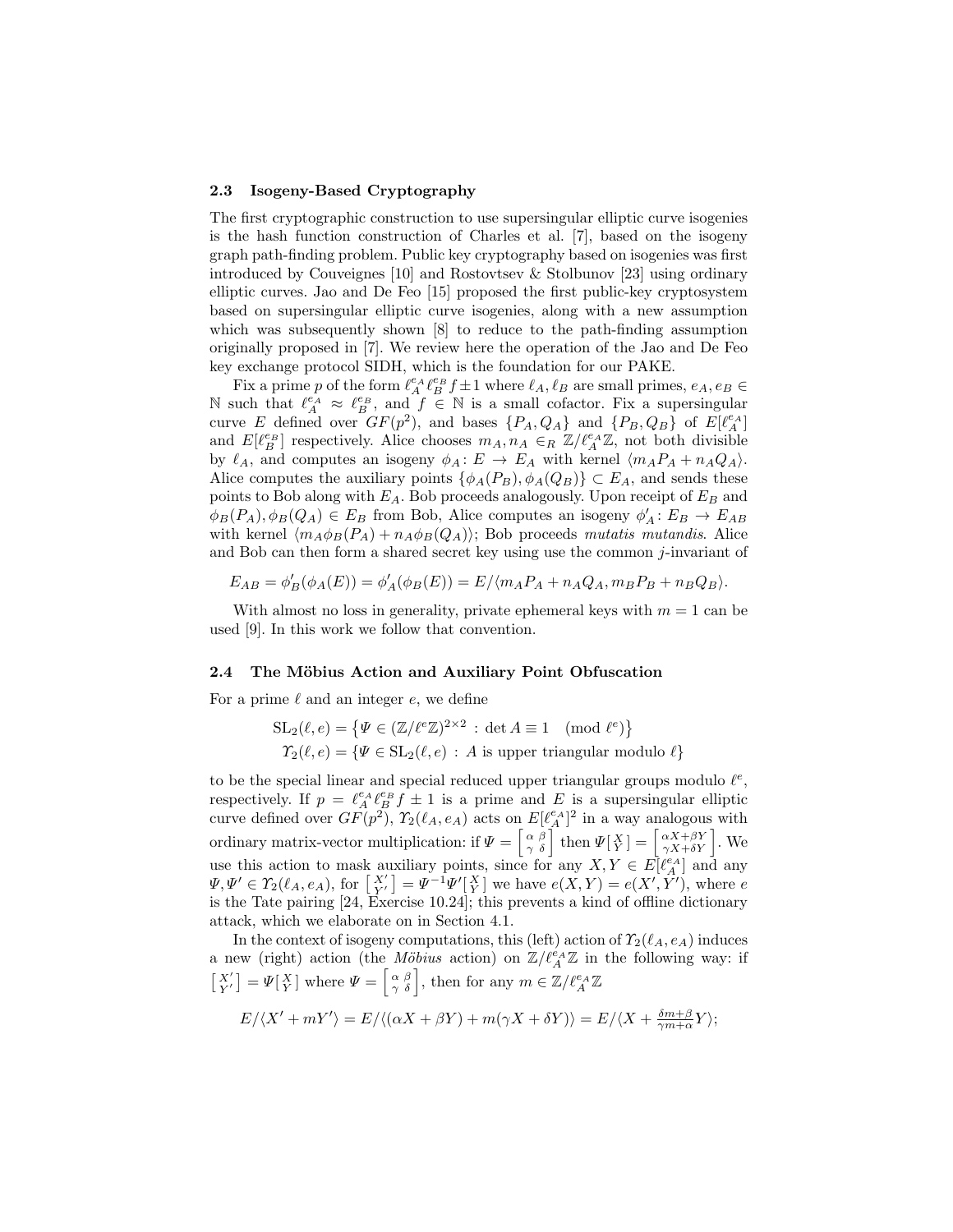### 2.3 Isogeny-Based Cryptography

The first cryptographic construction to use supersingular elliptic curve isogenies is the hash function construction of Charles et al. [7], based on the isogeny graph path-finding problem. Public key cryptography based on isogenies was first introduced by Couveignes [10] and Rostovtsev & Stolbunov [23] using ordinary elliptic curves. Jao and De Feo [15] proposed the first public-key cryptosystem based on supersingular elliptic curve isogenies, along with a new assumption which was subsequently shown [8] to reduce to the path-finding assumption originally proposed in [7]. We review here the operation of the Jao and De Feo key exchange protocol SIDH, which is the foundation for our PAKE.

Fix a prime $p$ of the form $\ell_A^{e_A}\ell_B^{e_B}f \pm 1$ where $\ell_A, \ell_B$ are small primes, $e_A, e_B \in \mathbb{N}$ such that $\ell_A^{e_A} \approx \ell_B^{e_B}$, and $f \in \mathbb{N}$ is a small cofactor. Fix a supersingular curve $E$ defined over $GF(p^2)$, and bases $\{P_A, Q_A\}$ and $\{P_B, Q_B\}$ of $E[\ell_A^{e_A}]$ and $E[\ell_B^{e_B}]$ respectively. Alice chooses $m_A, n_A \in_R \mathbb{Z}/\ell_A^{e_A}\mathbb{Z}$, not both divisible by $\ell_A$, and computes an isogeny $\phi_A \colon E \to E_A$ with kernel $\langle m_A P_A + n_A Q_A\rangle$. Alice computes the auxiliary points $\{\phi_A(P_B), \phi_A(Q_B)\} \subset E_A$, and sends these points to Bob along with $E_A$. Bob proceeds analogously. Upon receipt of $E_B$ and $\phi_B(P_A), \phi_B(Q_A) \in E_B$ from Bob, Alice computes an isogeny $\phi'_A \colon E_B \to E_{AB}$ with kernel $\langle m_A \phi_B(P_A) + n_A \phi_B(Q_A)\rangle$; Bob proceeds *mutatis mutandis*. Alice and Bob can then form a shared secret key using use the common $j$-invariant of

$$E_{AB} = \phi'_B(\phi_A(E)) = \phi'_A(\phi_B(E)) = E/\langle m_A P_A + n_A Q_A, m_B P_B + n_B Q_B\rangle.$$

With almost no loss in generality, private ephemeral keys with $m = 1$ can be used [9]. In this work we follow that convention.

### 2.4 The Möbius Action and Auxiliary Point Obfuscation

For a prime $\ell$ and an integer $e$, we define

$$\mathrm{SL}_2(\ell, e) = \left\{\Psi \in (\mathbb{Z}/\ell^e\mathbb{Z})^{2\times 2} : \det A \equiv 1 \pmod{\ell^e}\right\}$$
$$\Upsilon_2(\ell, e) = \{\Psi \in \mathrm{SL}_2(\ell, e) : A \text{ is upper triangular modulo } \ell\}$$

to be the special linear and special reduced upper triangular groups modulo $\ell^e$, respectively. If $p = \ell_A^{e_A}\ell_B^{e_B}f \pm 1$ is a prime and $E$ is a supersingular elliptic curve defined over $GF(p^2)$, $\Upsilon_2(\ell_A, e_A)$ acts on $E[\ell_A^{e_A}]^2$ in a way analogous with ordinary matrix-vector multiplication: if $\Psi = \left[\begin{smallmatrix}\alpha & \beta \\ \gamma & \delta\end{smallmatrix}\right]$ then $\Psi\left[\begin{smallmatrix}X \\ Y\end{smallmatrix}\right] = \left[\begin{smallmatrix}\alpha X + \beta Y \\ \gamma X + \delta Y\end{smallmatrix}\right]$. We use this action to mask auxiliary points, since for any $X, Y \in E[\ell_A^{e_A}]$ and any $\Psi, \Psi' \in \Upsilon_2(\ell_A, e_A)$, for $\left[\begin{smallmatrix}X' \\ Y'\end{smallmatrix}\right] = \Psi^{-1}\Psi'\left[\begin{smallmatrix}X \\ Y\end{smallmatrix}\right]$ we have $e(X, Y) = e(X', Y')$, where $e$ is the Tate pairing [24, Exercise 10.24]; this prevents a kind of offline dictionary attack, which we elaborate on in Section 4.1.

In the context of isogeny computations, this (left) action of $\Upsilon_2(\ell_A, e_A)$ induces a new (right) action (the *Möbius* action) on $\mathbb{Z}/\ell_A^{e_A}\mathbb{Z}$ in the following way: if $\left[\begin{smallmatrix}X' \\ Y'\end{smallmatrix}\right] = \Psi\left[\begin{smallmatrix}X \\ Y\end{smallmatrix}\right]$ where $\Psi = \left[\begin{smallmatrix}\alpha & \beta \\ \gamma & \delta\end{smallmatrix}\right]$, then for any $m \in \mathbb{Z}/\ell_A^{e_A}\mathbb{Z}$

$$E/\langle X' + mY'\rangle = E/\langle(\alpha X + \beta Y) + m(\gamma X + \delta Y)\rangle = E/\langle X + \tfrac{\delta m + \beta}{\gamma m + \alpha} Y\rangle;$$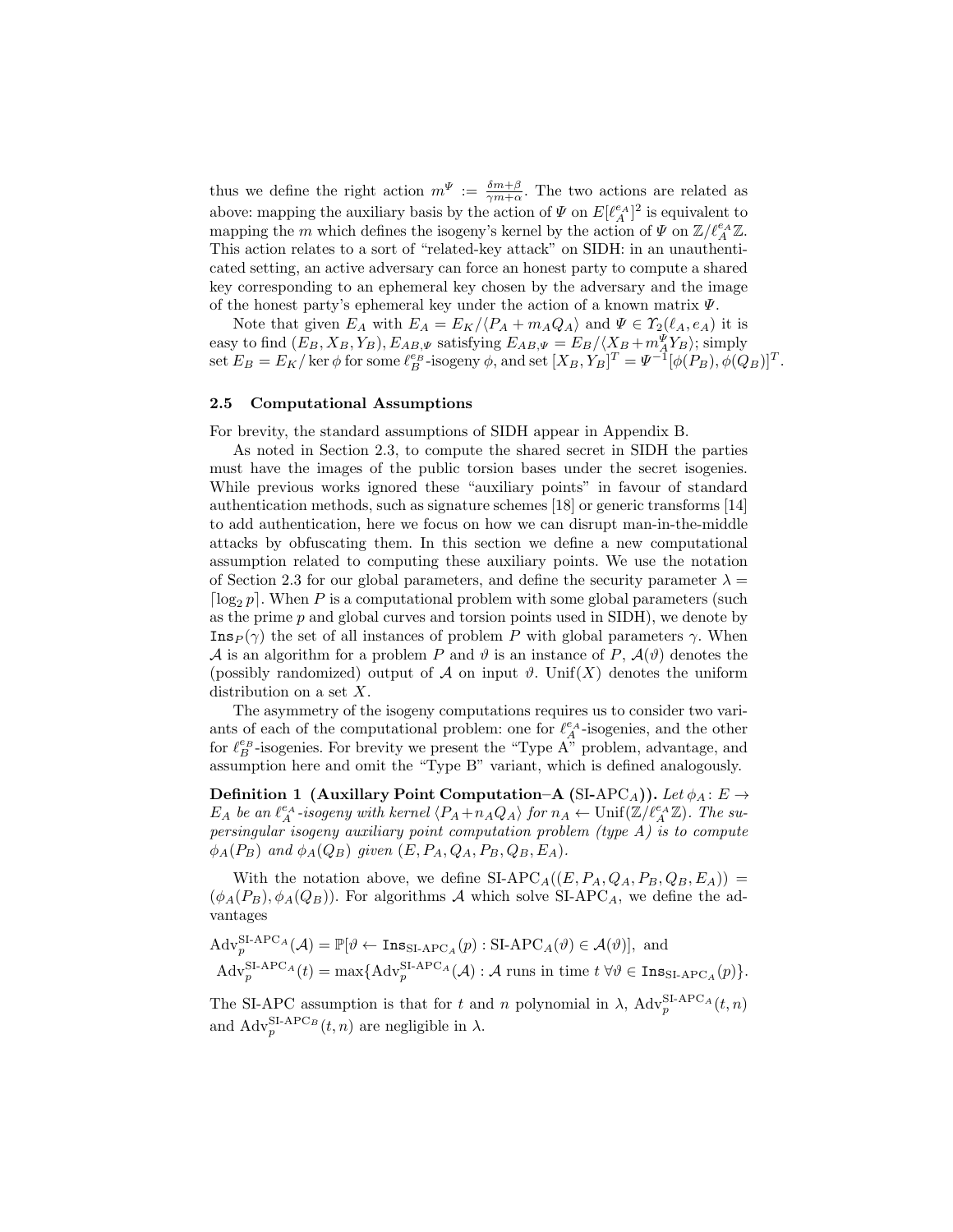thus we define the right action $m^\Psi := \frac{\delta m + \beta}{\gamma m + \alpha}$. The two actions are related as above: mapping the auxiliary basis by the action of $\Psi$ on $E[\ell_A^{e_A}]^2$ is equivalent to mapping the $m$ which defines the isogeny's kernel by the action of $\Psi$ on $\mathbb{Z}/\ell_A^{e_A}\mathbb{Z}$. This action relates to a sort of "related-key attack" on SIDH: in an unauthenticated setting, an active adversary can force an honest party to compute a shared key corresponding to an ephemeral key chosen by the adversary and the image of the honest party's ephemeral key under the action of a known matrix $\Psi$.

Note that given $E_A$ with $E_A = E_K/\langle P_A + m_A Q_A\rangle$ and $\Psi \in \Upsilon_2(\ell_A, e_A)$ it is easy to find $(E_B, X_B, Y_B)$, $E_{AB,\Psi}$ satisfying $E_{AB,\Psi} = E_B/\langle X_B + m_A^\Psi Y_B\rangle$; simply set $E_B = E_K/\ker\phi$ for some $\ell_B^{e_B}$-isogeny $\phi$, and set $[X_B, Y_B]^T = \Psi^{-1}[\phi(P_B), \phi(Q_B)]^T$.

### 2.5 Computational Assumptions

For brevity, the standard assumptions of SIDH appear in Appendix B.

As noted in Section 2.3, to compute the shared secret in SIDH the parties must have the images of the public torsion bases under the secret isogenies. While previous works ignored these "auxiliary points" in favour of standard authentication methods, such as signature schemes [18] or generic transforms [14] to add authentication, here we focus on how we can disrupt man-in-the-middle attacks by obfuscating them. In this section we define a new computational assumption related to computing these auxiliary points. We use the notation of Section 2.3 for our global parameters, and define the security parameter $\lambda = \lceil \log_2 p \rceil$. When $P$ is a computational problem with some global parameters (such as the prime $p$ and global curves and torsion points used in SIDH), we denote by $\mathtt{Ins}_P(\gamma)$ the set of all instances of problem $P$ with global parameters $\gamma$. When $\mathcal{A}$ is an algorithm for a problem $P$ and $\vartheta$ is an instance of $P$, $\mathcal{A}(\vartheta)$ denotes the (possibly randomized) output of $\mathcal{A}$ on input $\vartheta$. $\mathrm{Unif}(X)$ denotes the uniform distribution on a set $X$.

The asymmetry of the isogeny computations requires us to consider two variants of each of the computational problem: one for $\ell_A^{e_A}$-isogenies, and the other for $\ell_B^{e_B}$-isogenies. For brevity we present the "Type A" problem, advantage, and assumption here and omit the "Type B" variant, which is defined analogously.

**Definition 1 (Auxillary Point Computation–A (SI-APC$_A$)).** *Let $\phi_A\colon E \to E_A$ be an $\ell_A^{e_A}$-isogeny with kernel $\langle P_A + n_A Q_A\rangle$ for $n_A \leftarrow \mathrm{Unif}(\mathbb{Z}/\ell_A^{e_A}\mathbb{Z})$. The supersingular isogeny auxiliary point computation problem (type A) is to compute $\phi_A(P_B)$ and $\phi_A(Q_B)$ given $(E, P_A, Q_A, P_B, Q_B, E_A)$.*

With the notation above, we define $\text{SI-APC}_A((E, P_A, Q_A, P_B, Q_B, E_A)) = (\phi_A(P_B), \phi_A(Q_B))$. For algorithms $\mathcal{A}$ which solve SI-APC$_A$, we define the advantages

$$\mathrm{Adv}_p^{\text{SI-APC}_A}(\mathcal{A}) = \mathbb{P}[\vartheta \leftarrow \mathtt{Ins}_{\text{SI-APC}_A}(p) : \text{SI-APC}_A(\vartheta) \in \mathcal{A}(\vartheta)], \text{ and}$$
$$\mathrm{Adv}_p^{\text{SI-APC}_A}(t) = \max\{\mathrm{Adv}_p^{\text{SI-APC}_A}(\mathcal{A}) : \mathcal{A} \text{ runs in time } t\ \forall \vartheta \in \mathtt{Ins}_{\text{SI-APC}_A}(p)\}.$$

The SI-APC assumption is that for $t$ and $n$ polynomial in $\lambda$, $\mathrm{Adv}_p^{\text{SI-APC}_A}(t, n)$ and $\mathrm{Adv}_p^{\text{SI-APC}_B}(t, n)$ are negligible in $\lambda$.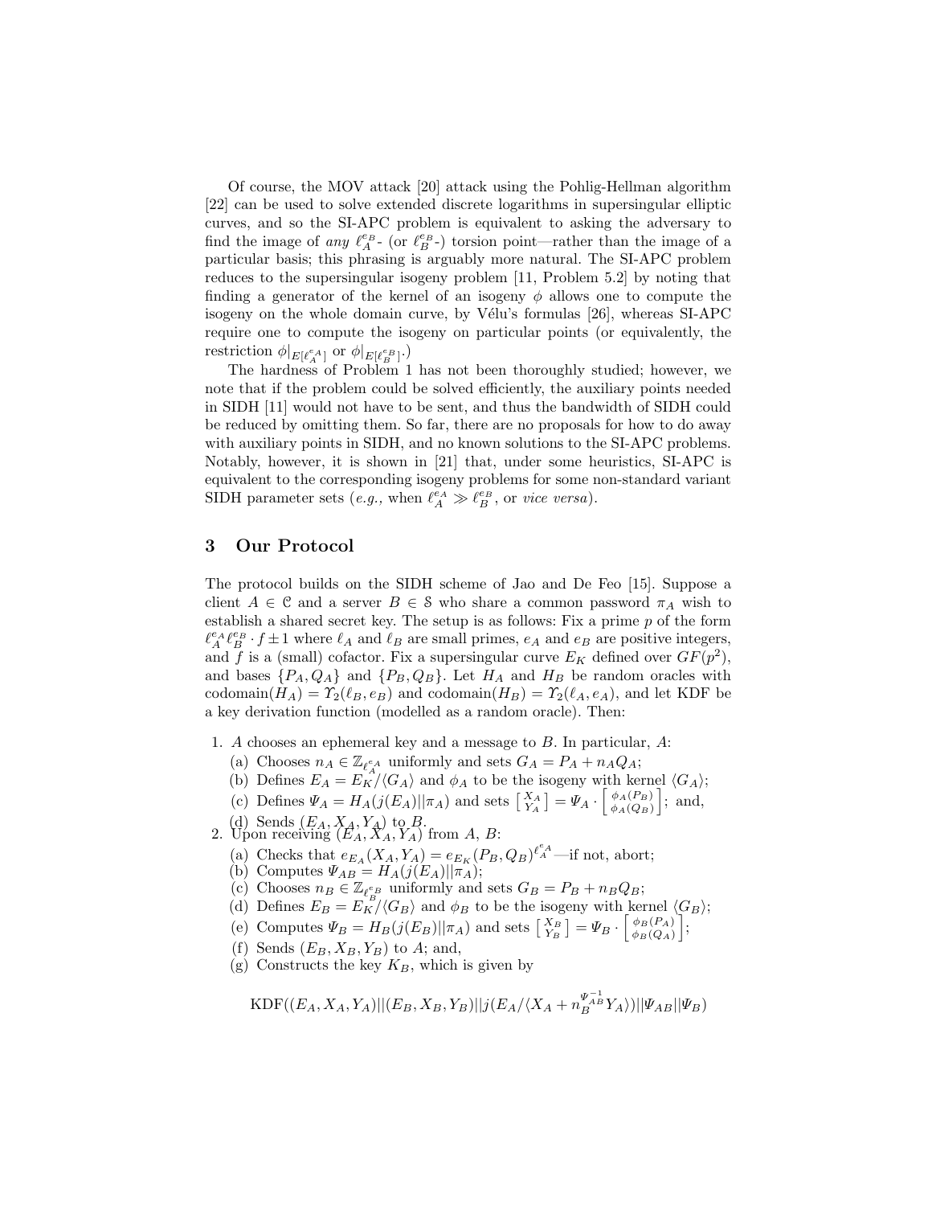Of course, the MOV attack [20] attack using the Pohlig-Hellman algorithm [22] can be used to solve extended discrete logarithms in supersingular elliptic curves, and so the SI-APC problem is equivalent to asking the adversary to find the image of *any* $\ell_A^{e_B}$- (or $\ell_B^{e_B}$-) torsion point—rather than the image of a particular basis; this phrasing is arguably more natural. The SI-APC problem reduces to the supersingular isogeny problem [11, Problem 5.2] by noting that finding a generator of the kernel of an isogeny $\phi$ allows one to compute the isogeny on the whole domain curve, by Vélu's formulas [26], whereas SI-APC require one to compute the isogeny on particular points (or equivalently, the restriction $\phi|_{E[\ell_A^{e_A}]}$ or $\phi|_{E[\ell_B^{e_B}]}$.)

The hardness of Problem 1 has not been thoroughly studied; however, we note that if the problem could be solved efficiently, the auxiliary points needed in SIDH [11] would not have to be sent, and thus the bandwidth of SIDH could be reduced by omitting them. So far, there are no proposals for how to do away with auxiliary points in SIDH, and no known solutions to the SI-APC problems. Notably, however, it is shown in [21] that, under some heuristics, SI-APC is equivalent to the corresponding isogeny problems for some non-standard variant SIDH parameter sets (*e.g.,* when $\ell_A^{e_A} \gg \ell_B^{e_B}$, or *vice versa*).

## 3 Our Protocol

The protocol builds on the SIDH scheme of Jao and De Feo [15]. Suppose a client $A \in \mathcal{C}$ and a server $B \in \mathcal{S}$ who share a common password $\pi_A$ wish to establish a shared secret key. The setup is as follows: Fix a prime $p$ of the form $\ell_A^{e_A}\ell_B^{e_B} \cdot f \pm 1$ where $\ell_A$ and $\ell_B$ are small primes, $e_A$ and $e_B$ are positive integers, and $f$ is a (small) cofactor. Fix a supersingular curve $E_K$ defined over $GF(p^2)$, and bases $\{P_A, Q_A\}$ and $\{P_B, Q_B\}$. Let $H_A$ and $H_B$ be random oracles with codomain$(H_A) = \Upsilon_2(\ell_B, e_B)$ and codomain$(H_B) = \Upsilon_2(\ell_A, e_A)$, and let KDF be a key derivation function (modelled as a random oracle). Then:

1. $A$ chooses an ephemeral key and a message to $B$. In particular, $A$:
   (a) Chooses $n_A \in \mathbb{Z}_{\ell_A^{e_A}}$ uniformly and sets $G_A = P_A + n_A Q_A$;
   (b) Defines $E_A = E_K/\langle G_A \rangle$ and $\phi_A$ to be the isogeny with kernel $\langle G_A \rangle$;
   (c) Defines $\Psi_A = H_A(j(E_A)||\pi_A)$ and sets $\begin{bmatrix} X_A \\ Y_A \end{bmatrix} = \Psi_A \cdot \begin{bmatrix} \phi_A(P_B) \\ \phi_A(Q_B) \end{bmatrix}$; and,
   (d) Sends $(E_A, X_A, Y_A)$ to $B$.
2. Upon receiving $(E_A, X_A, Y_A)$ from $A$, $B$:
   (a) Checks that $e_{E_A}(X_A, Y_A) = e_{E_K}(P_B, Q_B)^{\ell_A^{e_A}}$—if not, abort;
   (b) Computes $\Psi_{AB} = H_A(j(E_A)||\pi_A)$;
   (c) Chooses $n_B \in \mathbb{Z}_{\ell_B^{e_B}}$ uniformly and sets $G_B = P_B + n_B Q_B$;
   (d) Defines $E_B = E_K/\langle G_B \rangle$ and $\phi_B$ to be the isogeny with kernel $\langle G_B \rangle$;
   (e) Computes $\Psi_B = H_B(j(E_B)||\pi_A)$ and sets $\begin{bmatrix} X_B \\ Y_B \end{bmatrix} = \Psi_B \cdot \begin{bmatrix} \phi_B(P_A) \\ \phi_B(Q_A) \end{bmatrix}$;
   (f) Sends $(E_B, X_B, Y_B)$ to $A$; and,
   (g) Constructs the key $K_B$, which is given by

$$\mathrm{KDF}((E_A, X_A, Y_A)||(E_B, X_B, Y_B)||j(E_A/\langle X_A + n_B^{\Psi_{AB}^{-1}} Y_A \rangle)||\Psi_{AB}||\Psi_B)$$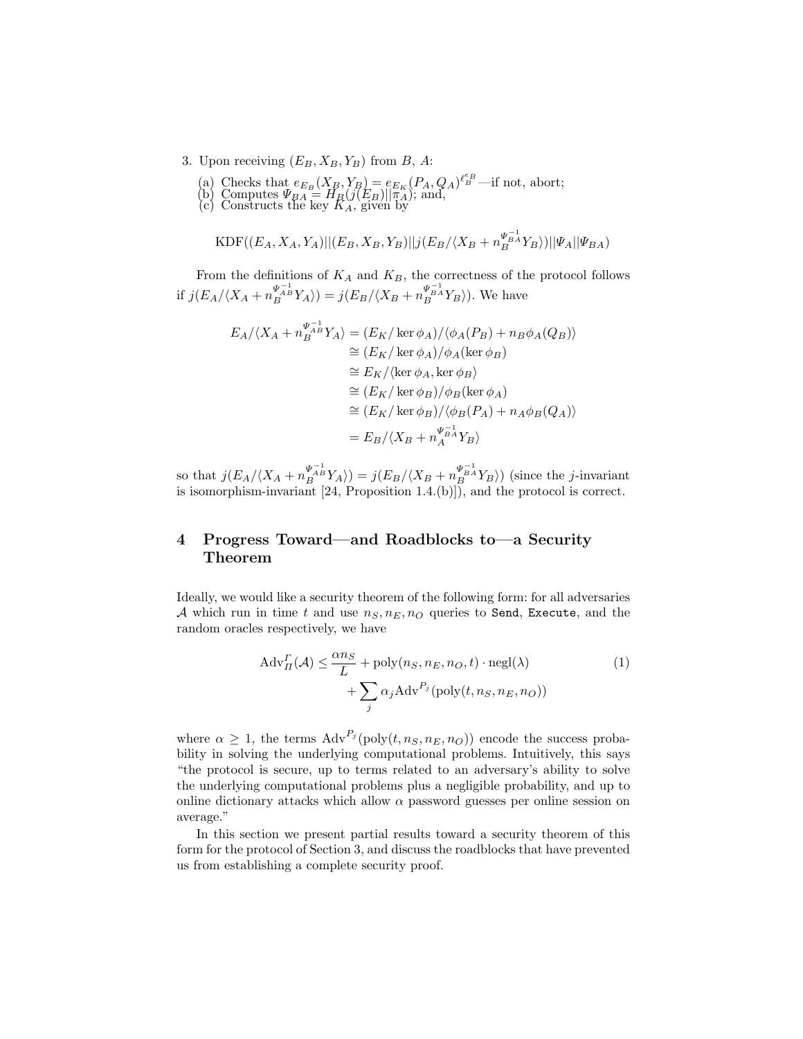3. Upon receiving $(E_B, X_B, Y_B)$ from $B$, $A$:
   (a) Checks that $e_{E_B}(X_B, Y_B) = e_{E_K}(P_A, Q_A)^{\ell_B^{e_B}}$—if not, abort;
   (b) Computes $\Psi_{BA} = H_B(j(E_B)||\pi_A)$; and,
   (c) Constructs the key $K_A$, given by

$$\mathrm{KDF}((E_A, X_A, Y_A)||(E_B, X_B, Y_B)||j(E_B/\langle X_B + n_B^{\Psi_{BA}^{-1}} Y_B\rangle)||\Psi_A||\Psi_{BA})$$

From the definitions of $K_A$ and $K_B$, the correctness of the protocol follows if $j(E_A/\langle X_A + n_B^{\Psi_{AB}^{-1}} Y_A\rangle) = j(E_B/\langle X_B + n_B^{\Psi_{BA}^{-1}} Y_B\rangle)$. We have

$$\begin{aligned}
E_A/\langle X_A + n_B^{\Psi_{AB}^{-1}} Y_A\rangle &= (E_K/\ker\phi_A)/\langle \phi_A(P_B) + n_B\phi_A(Q_B)\rangle \\
&\cong (E_K/\ker\phi_A)/\phi_A(\ker\phi_B) \\
&\cong E_K/\langle \ker\phi_A, \ker\phi_B\rangle \\
&\cong (E_K/\ker\phi_B)/\phi_B(\ker\phi_A) \\
&\cong (E_K/\ker\phi_B)/\langle \phi_B(P_A) + n_A\phi_B(Q_A)\rangle \\
&= E_B/\langle X_B + n_A^{\Psi_{BA}^{-1}} Y_B\rangle
\end{aligned}$$

so that $j(E_A/\langle X_A + n_B^{\Psi_{AB}^{-1}} Y_A\rangle) = j(E_B/\langle X_B + n_B^{\Psi_{BA}^{-1}} Y_B\rangle)$ (since the $j$-invariant is isomorphism-invariant [24, Proposition 1.4.(b)]), and the protocol is correct.

## 4 Progress Toward—and Roadblocks to—a Security Theorem

Ideally, we would like a security theorem of the following form: for all adversaries $\mathcal{A}$ which run in time $t$ and use $n_S, n_E, n_O$ queries to `Send`, `Execute`, and the random oracles respectively, we have

$$\begin{aligned}
\mathrm{Adv}_{\Pi}^{\Gamma}(\mathcal{A}) \leq \frac{\alpha n_S}{L} &+ \mathrm{poly}(n_S, n_E, n_O, t)\cdot \mathrm{negl}(\lambda) \\
&+ \sum_j \alpha_j \mathrm{Adv}^{P_j}(\mathrm{poly}(t, n_S, n_E, n_O))
\end{aligned} \tag{1}$$

where $\alpha \geq 1$, the terms $\mathrm{Adv}^{P_j}(\mathrm{poly}(t, n_S, n_E, n_O))$ encode the success probability in solving the underlying computational problems. Intuitively, this says "the protocol is secure, up to terms related to an adversary's ability to solve the underlying computational problems plus a negligible probability, and up to online dictionary attacks which allow $\alpha$ password guesses per online session on average."

In this section we present partial results toward a security theorem of this form for the protocol of Section 3, and discuss the roadblocks that have prevented us from establishing a complete security proof.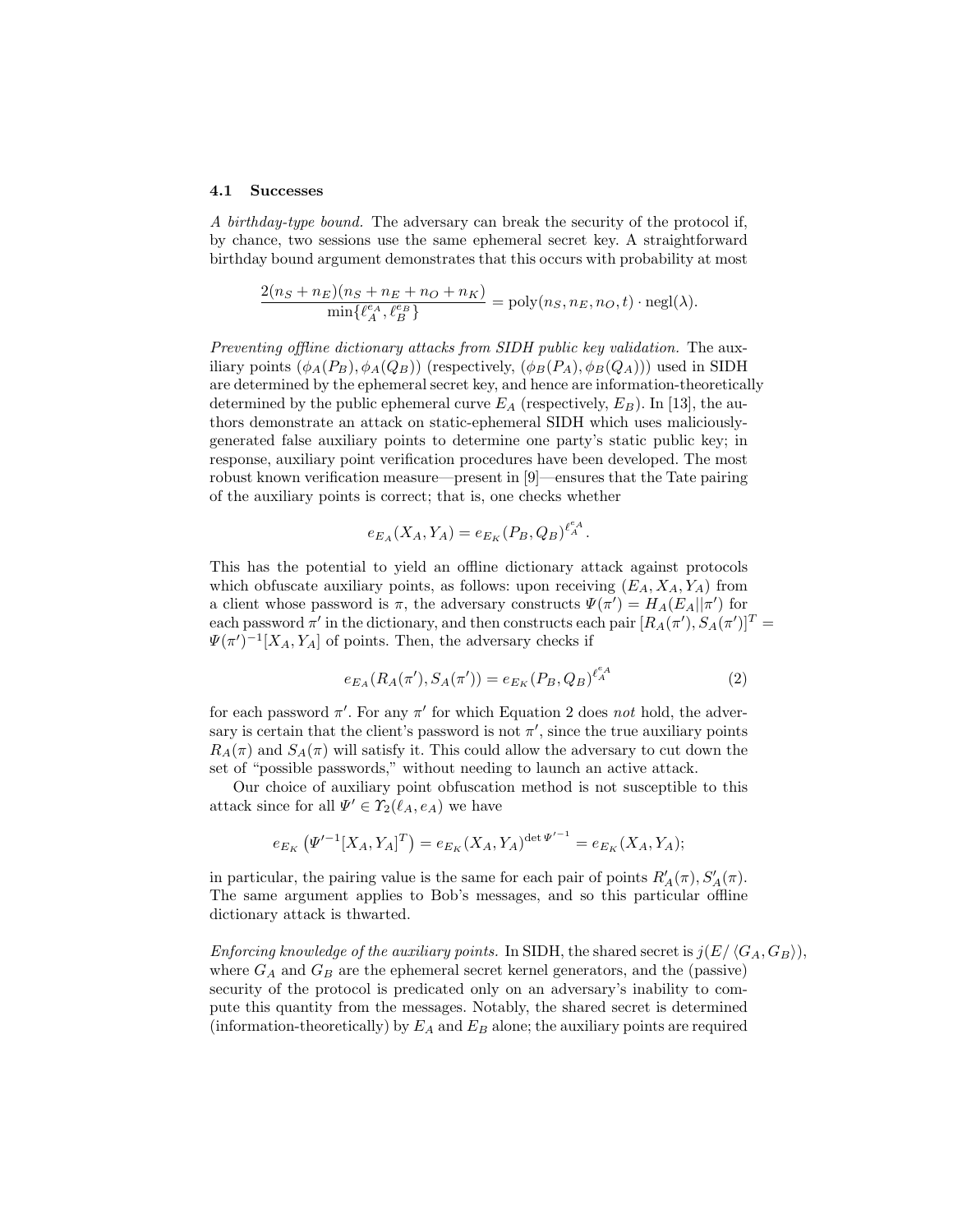### 4.1 Successes

*A birthday-type bound.* The adversary can break the security of the protocol if, by chance, two sessions use the same ephemeral secret key. A straightforward birthday bound argument demonstrates that this occurs with probability at most

$$\frac{2(n_S + n_E)(n_S + n_E + n_O + n_K)}{\min\{\ell_A^{e_A}, \ell_B^{e_B}\}} = \text{poly}(n_S, n_E, n_O, t) \cdot \text{negl}(\lambda).$$

*Preventing offline dictionary attacks from SIDH public key validation.* The auxiliary points $(\phi_A(P_B), \phi_A(Q_B))$ (respectively, $(\phi_B(P_A), \phi_B(Q_A))$) used in SIDH are determined by the ephemeral secret key, and hence are information-theoretically determined by the public ephemeral curve $E_A$ (respectively, $E_B$). In [13], the authors demonstrate an attack on static-ephemeral SIDH which uses maliciously-generated false auxiliary points to determine one party's static public key; in response, auxiliary point verification procedures have been developed. The most robust known verification measure—present in [9]—ensures that the Tate pairing of the auxiliary points is correct; that is, one checks whether

$$e_{E_A}(X_A, Y_A) = e_{E_K}(P_B, Q_B)^{\ell_A^{e_A}}.$$

This has the potential to yield an offline dictionary attack against protocols which obfuscate auxiliary points, as follows: upon receiving $(E_A, X_A, Y_A)$ from a client whose password is $\pi$, the adversary constructs $\Psi(\pi') = H_A(E_A || \pi')$ for each password $\pi'$ in the dictionary, and then constructs each pair $[R_A(\pi'), S_A(\pi')]^T = \Psi(\pi')^{-1}[X_A, Y_A]$ of points. Then, the adversary checks if

$$e_{E_A}(R_A(\pi'), S_A(\pi')) = e_{E_K}(P_B, Q_B)^{\ell_A^{e_A}} \tag{2}$$

for each password $\pi'$. For any $\pi'$ for which Equation 2 does *not* hold, the adversary is certain that the client's password is not $\pi'$, since the true auxiliary points $R_A(\pi)$ and $S_A(\pi)$ will satisfy it. This could allow the adversary to cut down the set of "possible passwords," without needing to launch an active attack.

Our choice of auxiliary point obfuscation method is not susceptible to this attack since for all $\Psi' \in \Upsilon_2(\ell_A, e_A)$ we have

$$e_{E_K}\left(\Psi'^{-1}[X_A, Y_A]^T\right) = e_{E_K}(X_A, Y_A)^{\det \Psi'^{-1}} = e_{E_K}(X_A, Y_A);$$

in particular, the pairing value is the same for each pair of points $R'_A(\pi), S'_A(\pi)$. The same argument applies to Bob's messages, and so this particular offline dictionary attack is thwarted.

*Enforcing knowledge of the auxiliary points.* In SIDH, the shared secret is $j(E/\langle G_A, G_B \rangle)$, where $G_A$ and $G_B$ are the ephemeral secret kernel generators, and the (passive) security of the protocol is predicated only on an adversary's inability to compute this quantity from the messages. Notably, the shared secret is determined (information-theoretically) by $E_A$ and $E_B$ alone; the auxiliary points are required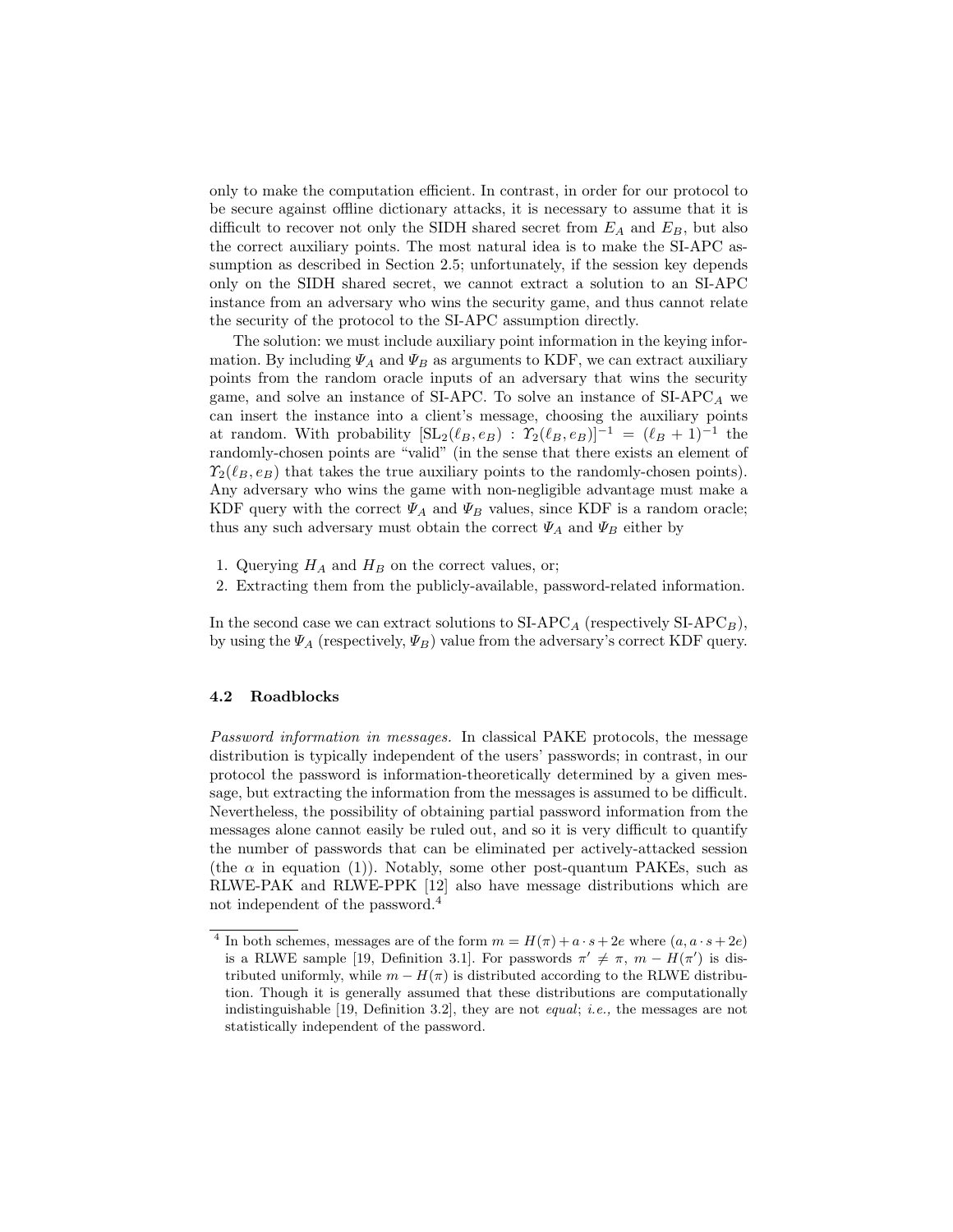only to make the computation efficient. In contrast, in order for our protocol to be secure against offline dictionary attacks, it is necessary to assume that it is difficult to recover not only the SIDH shared secret from $E_A$ and $E_B$, but also the correct auxiliary points. The most natural idea is to make the SI-APC assumption as described in Section 2.5; unfortunately, if the session key depends only on the SIDH shared secret, we cannot extract a solution to an SI-APC instance from an adversary who wins the security game, and thus cannot relate the security of the protocol to the SI-APC assumption directly.

The solution: we must include auxiliary point information in the keying information. By including $\Psi_A$ and $\Psi_B$ as arguments to KDF, we can extract auxiliary points from the random oracle inputs of an adversary that wins the security game, and solve an instance of SI-APC. To solve an instance of SI-APC$_A$ we can insert the instance into a client's message, choosing the auxiliary points at random. With probability $[\mathrm{SL}_2(\ell_B, e_B) : \Upsilon_2(\ell_B, e_B)]^{-1} = (\ell_B + 1)^{-1}$ the randomly-chosen points are "valid" (in the sense that there exists an element of $\Upsilon_2(\ell_B, e_B)$ that takes the true auxiliary points to the randomly-chosen points). Any adversary who wins the game with non-negligible advantage must make a KDF query with the correct $\Psi_A$ and $\Psi_B$ values, since KDF is a random oracle; thus any such adversary must obtain the correct $\Psi_A$ and $\Psi_B$ either by

1. Querying $H_A$ and $H_B$ on the correct values, or;
2. Extracting them from the publicly-available, password-related information.

In the second case we can extract solutions to SI-APC$_A$ (respectively SI-APC$_B$), by using the $\Psi_A$ (respectively, $\Psi_B$) value from the adversary's correct KDF query.

### 4.2 Roadblocks

*Password information in messages.* In classical PAKE protocols, the message distribution is typically independent of the users' passwords; in contrast, in our protocol the password is information-theoretically determined by a given message, but extracting the information from the messages is assumed to be difficult. Nevertheless, the possibility of obtaining partial password information from the messages alone cannot easily be ruled out, and so it is very difficult to quantify the number of passwords that can be eliminated per actively-attacked session (the $\alpha$ in equation (1)). Notably, some other post-quantum PAKEs, such as RLWE-PAK and RLWE-PPK [12] also have message distributions which are not independent of the password.[4]

[4] In both schemes, messages are of the form $m = H(\pi) + a \cdot s + 2e$ where $(a, a \cdot s + 2e)$ is a RLWE sample [19, Definition 3.1]. For passwords $\pi' \neq \pi$, $m - H(\pi')$ is distributed uniformly, while $m - H(\pi)$ is distributed according to the RLWE distribution. Though it is generally assumed that these distributions are computationally indistinguishable [19, Definition 3.2], they are not *equal*; *i.e.,* the messages are not statistically independent of the password.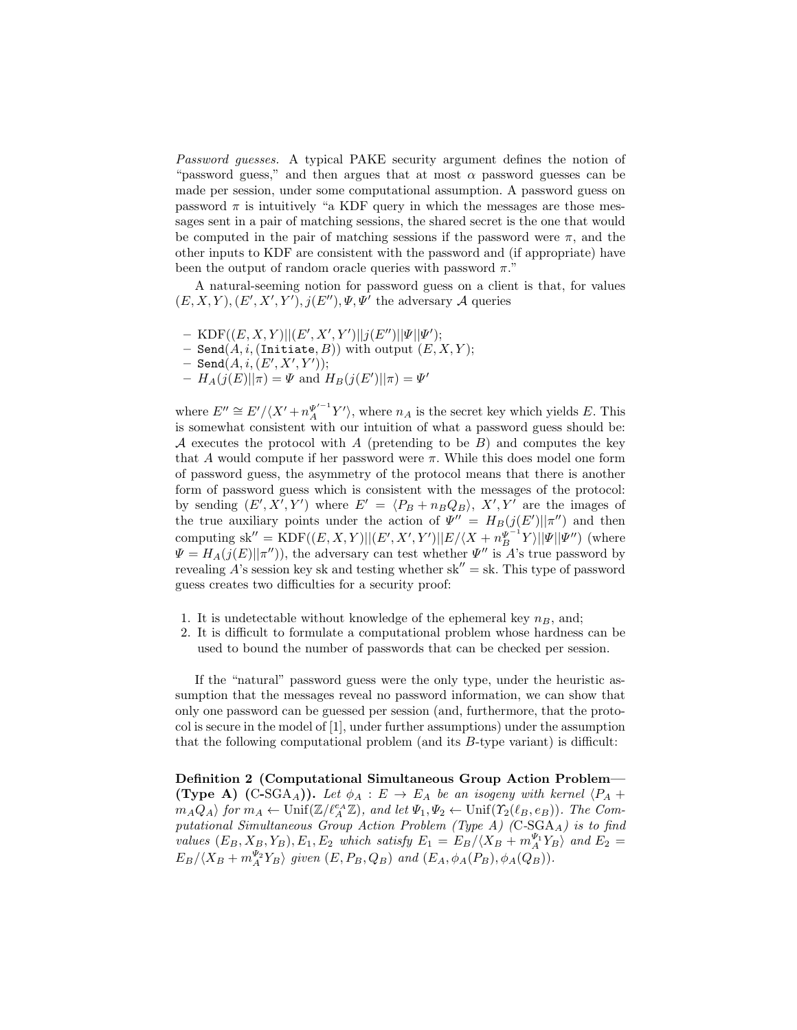*Password guesses.* A typical PAKE security argument defines the notion of "password guess," and then argues that at most $\alpha$ password guesses can be made per session, under some computational assumption. A password guess on password $\pi$ is intuitively "a KDF query in which the messages are those messages sent in a pair of matching sessions, the shared secret is the one that would be computed in the pair of matching sessions if the password were $\pi$, and the other inputs to KDF are consistent with the password and (if appropriate) have been the output of random oracle queries with password $\pi$."

A natural-seeming notion for password guess on a client is that, for values $(E, X, Y), (E', X', Y'), j(E''), \Psi, \Psi'$ the adversary $\mathcal{A}$ queries

- $\mathrm{KDF}((E, X, Y)||(E', X', Y')||j(E'')||\Psi||\Psi')$;
- $\mathtt{Send}(A, i, (\mathtt{Initiate}, B))$ with output $(E, X, Y)$;
- $\mathtt{Send}(A, i, (E', X', Y'))$;
- $H_A(j(E)||\pi) = \Psi$ and $H_B(j(E')||\pi) = \Psi'$

where $E'' \cong E'/\langle X' + n_A^{\Psi'^{-1}} Y' \rangle$, where $n_A$ is the secret key which yields $E$. This is somewhat consistent with our intuition of what a password guess should be: $\mathcal{A}$ executes the protocol with $A$ (pretending to be $B$) and computes the key that $A$ would compute if her password were $\pi$. While this does model one form of password guess, the asymmetry of the protocol means that there is another form of password guess which is consistent with the messages of the protocol: by sending $(E', X', Y')$ where $E' = \langle P_B + n_B Q_B \rangle$, $X', Y'$ are the images of the true auxiliary points under the action of $\Psi'' = H_B(j(E')||\pi'')$ and then computing $\mathrm{sk}'' = \mathrm{KDF}((E, X, Y)||(E', X', Y')||E/\langle X + n_B^{\Psi^{-1}} Y \rangle||\Psi||\Psi'')$ (where $\Psi = H_A(j(E)||\pi'')$), the adversary can test whether $\Psi''$ is $A$'s true password by revealing $A$'s session key sk and testing whether $\mathrm{sk}'' = \mathrm{sk}$. This type of password guess creates two difficulties for a security proof:

1. It is undetectable without knowledge of the ephemeral key $n_B$, and;
2. It is difficult to formulate a computational problem whose hardness can be used to bound the number of passwords that can be checked per session.

If the "natural" password guess were the only type, under the heuristic assumption that the messages reveal no password information, we can show that only one password can be guessed per session (and, furthermore, that the protocol is secure in the model of [1], under further assumptions) under the assumption that the following computational problem (and its $B$-type variant) is difficult:

**Definition 2 (Computational Simultaneous Group Action Problem—(Type A) (C-SGA$_A$)).** *Let $\phi_A : E \to E_A$ be an isogeny with kernel $\langle P_A + m_A Q_A \rangle$ for $m_A \leftarrow \mathrm{Unif}(\mathbb{Z}/\ell_A^{e_A}\mathbb{Z})$, and let $\Psi_1, \Psi_2 \leftarrow \mathrm{Unif}(\Upsilon_2(\ell_B, e_B))$. The Computational Simultaneous Group Action Problem (Type A) (C-SGA$_A$) is to find values $(E_B, X_B, Y_B), E_1, E_2$ which satisfy $E_1 = E_B/\langle X_B + m_A^{\Psi_1} Y_B \rangle$ and $E_2 = E_B/\langle X_B + m_A^{\Psi_2} Y_B \rangle$ given $(E, P_B, Q_B)$ and $(E_A, \phi_A(P_B), \phi_A(Q_B))$.*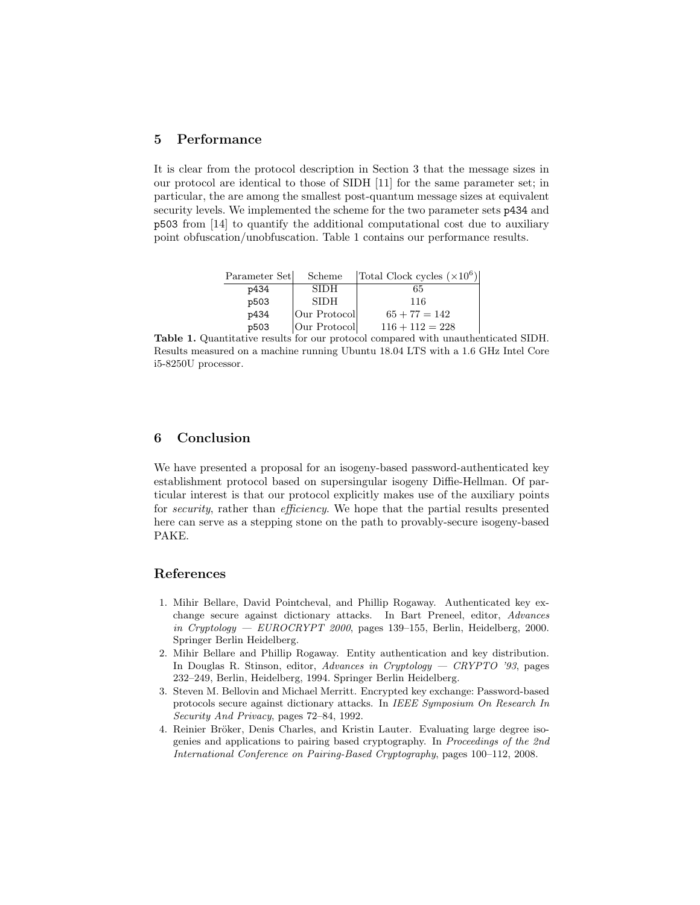## 5 Performance

It is clear from the protocol description in Section 3 that the message sizes in our protocol are identical to those of SIDH [11] for the same parameter set; in particular, the are among the smallest post-quantum message sizes at equivalent security levels. We implemented the scheme for the two parameter sets `p434` and `p503` from [14] to quantify the additional computational cost due to auxiliary point obfuscation/unobfuscation. Table 1 contains our performance results.

| Parameter Set | Scheme | Total Clock cycles ($\times 10^6$) |
|---|---|---|
| `p434` | SIDH | 65 |
| `p503` | SIDH | 116 |
| `p434` | Our Protocol | $65 + 77 = 142$ |
| `p503` | Our Protocol | $116 + 112 = 228$ |

**Table 1.** Quantitative results for our protocol compared with unauthenticated SIDH. Results measured on a machine running Ubuntu 18.04 LTS with a 1.6 GHz Intel Core i5-8250U processor.

## 6 Conclusion

We have presented a proposal for an isogeny-based password-authenticated key establishment protocol based on supersingular isogeny Diffie-Hellman. Of particular interest is that our protocol explicitly makes use of the auxiliary points for *security*, rather than *efficiency*. We hope that the partial results presented here can serve as a stepping stone on the path to provably-secure isogeny-based PAKE.

## References

1. Mihir Bellare, David Pointcheval, and Phillip Rogaway. Authenticated key exchange secure against dictionary attacks. In Bart Preneel, editor, *Advances in Cryptology — EUROCRYPT 2000*, pages 139–155, Berlin, Heidelberg, 2000. Springer Berlin Heidelberg.
2. Mihir Bellare and Phillip Rogaway. Entity authentication and key distribution. In Douglas R. Stinson, editor, *Advances in Cryptology — CRYPTO '93*, pages 232–249, Berlin, Heidelberg, 1994. Springer Berlin Heidelberg.
3. Steven M. Bellovin and Michael Merritt. Encrypted key exchange: Password-based protocols secure against dictionary attacks. In *IEEE Symposium On Research In Security And Privacy*, pages 72–84, 1992.
4. Reinier Bröker, Denis Charles, and Kristin Lauter. Evaluating large degree isogenies and applications to pairing based cryptography. In *Proceedings of the 2nd International Conference on Pairing-Based Cryptography*, pages 100–112, 2008.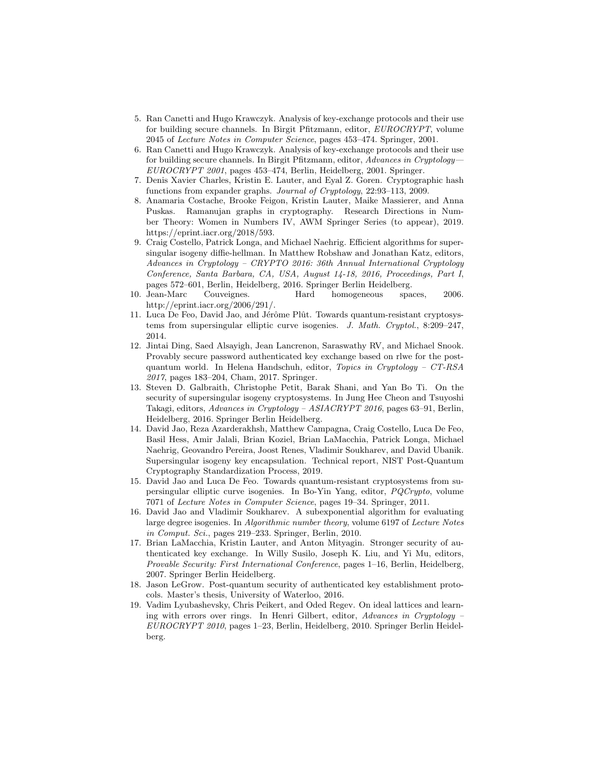5. Ran Canetti and Hugo Krawczyk. Analysis of key-exchange protocols and their use for building secure channels. In Birgit Pfitzmann, editor, *EUROCRYPT*, volume 2045 of *Lecture Notes in Computer Science*, pages 453–474. Springer, 2001.
6. Ran Canetti and Hugo Krawczyk. Analysis of key-exchange protocols and their use for building secure channels. In Birgit Pfitzmann, editor, *Advances in Cryptology— EUROCRYPT 2001*, pages 453–474, Berlin, Heidelberg, 2001. Springer.
7. Denis Xavier Charles, Kristin E. Lauter, and Eyal Z. Goren. Cryptographic hash functions from expander graphs. *Journal of Cryptology*, 22:93–113, 2009.
8. Anamaria Costache, Brooke Feigon, Kristin Lauter, Maike Massierer, and Anna Puskas. Ramanujan graphs in cryptography. Research Directions in Number Theory: Women in Numbers IV, AWM Springer Series (to appear), 2019. https://eprint.iacr.org/2018/593.
9. Craig Costello, Patrick Longa, and Michael Naehrig. Efficient algorithms for supersingular isogeny diffie-hellman. In Matthew Robshaw and Jonathan Katz, editors, *Advances in Cryptology – CRYPTO 2016: 36th Annual International Cryptology Conference, Santa Barbara, CA, USA, August 14-18, 2016, Proceedings, Part I*, pages 572–601, Berlin, Heidelberg, 2016. Springer Berlin Heidelberg.
10. Jean-Marc Couveignes. Hard homogeneous spaces, 2006. http://eprint.iacr.org/2006/291/.
11. Luca De Feo, David Jao, and Jérôme Plût. Towards quantum-resistant cryptosystems from supersingular elliptic curve isogenies. *J. Math. Cryptol.*, 8:209–247, 2014.
12. Jintai Ding, Saed Alsayigh, Jean Lancrenon, Saraswathy RV, and Michael Snook. Provably secure password authenticated key exchange based on rlwe for the post-quantum world. In Helena Handschuh, editor, *Topics in Cryptology – CT-RSA 2017*, pages 183–204, Cham, 2017. Springer.
13. Steven D. Galbraith, Christophe Petit, Barak Shani, and Yan Bo Ti. On the security of supersingular isogeny cryptosystems. In Jung Hee Cheon and Tsuyoshi Takagi, editors, *Advances in Cryptology – ASIACRYPT 2016*, pages 63–91, Berlin, Heidelberg, 2016. Springer Berlin Heidelberg.
14. David Jao, Reza Azarderakhsh, Matthew Campagna, Craig Costello, Luca De Feo, Basil Hess, Amir Jalali, Brian Koziel, Brian LaMacchia, Patrick Longa, Michael Naehrig, Geovandro Pereira, Joost Renes, Vladimir Soukharev, and David Ubanik. Supersingular isogeny key encapsulation. Technical report, NIST Post-Quantum Cryptography Standardization Process, 2019.
15. David Jao and Luca De Feo. Towards quantum-resistant cryptosystems from supersingular elliptic curve isogenies. In Bo-Yin Yang, editor, *PQCrypto*, volume 7071 of *Lecture Notes in Computer Science*, pages 19–34. Springer, 2011.
16. David Jao and Vladimir Soukharev. A subexponential algorithm for evaluating large degree isogenies. In *Algorithmic number theory*, volume 6197 of *Lecture Notes in Comput. Sci.*, pages 219–233. Springer, Berlin, 2010.
17. Brian LaMacchia, Kristin Lauter, and Anton Mityagin. Stronger security of authenticated key exchange. In Willy Susilo, Joseph K. Liu, and Yi Mu, editors, *Provable Security: First International Conference*, pages 1–16, Berlin, Heidelberg, 2007. Springer Berlin Heidelberg.
18. Jason LeGrow. Post-quantum security of authenticated key establishment protocols. Master's thesis, University of Waterloo, 2016.
19. Vadim Lyubashevsky, Chris Peikert, and Oded Regev. On ideal lattices and learning with errors over rings. In Henri Gilbert, editor, *Advances in Cryptology – EUROCRYPT 2010*, pages 1–23, Berlin, Heidelberg, 2010. Springer Berlin Heidelberg.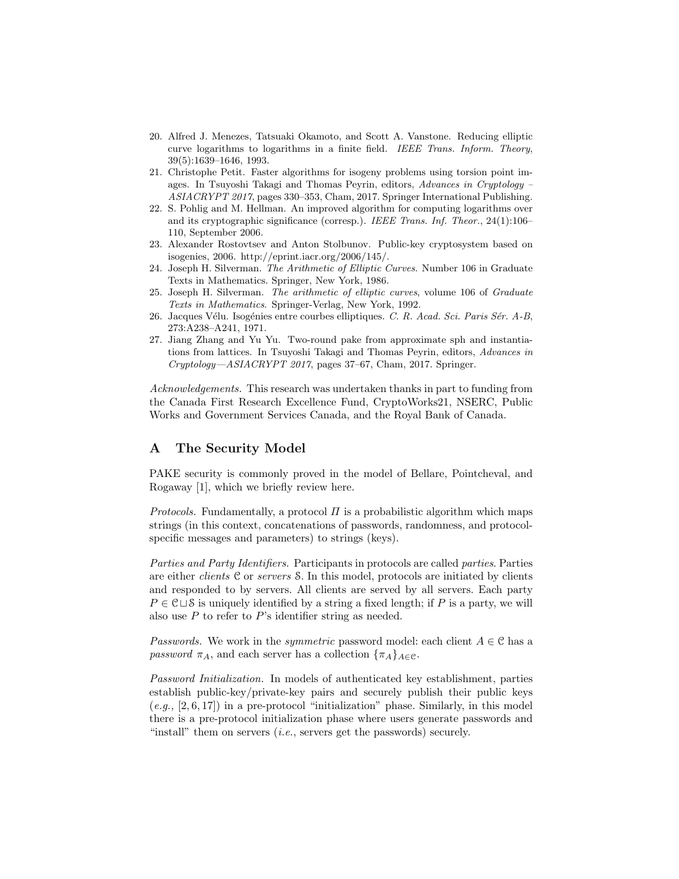20. Alfred J. Menezes, Tatsuaki Okamoto, and Scott A. Vanstone. Reducing elliptic curve logarithms to logarithms in a finite field. *IEEE Trans. Inform. Theory*, 39(5):1639–1646, 1993.
21. Christophe Petit. Faster algorithms for isogeny problems using torsion point images. In Tsuyoshi Takagi and Thomas Peyrin, editors, *Advances in Cryptology – ASIACRYPT 2017*, pages 330–353, Cham, 2017. Springer International Publishing.
22. S. Pohlig and M. Hellman. An improved algorithm for computing logarithms over and its cryptographic significance (corresp.). *IEEE Trans. Inf. Theor.*, 24(1):106–110, September 2006.
23. Alexander Rostovtsev and Anton Stolbunov. Public-key cryptosystem based on isogenies, 2006. http://eprint.iacr.org/2006/145/.
24. Joseph H. Silverman. *The Arithmetic of Elliptic Curves*. Number 106 in Graduate Texts in Mathematics. Springer, New York, 1986.
25. Joseph H. Silverman. *The arithmetic of elliptic curves*, volume 106 of *Graduate Texts in Mathematics*. Springer-Verlag, New York, 1992.
26. Jacques Vélu. Isogénies entre courbes elliptiques. *C. R. Acad. Sci. Paris Sér. A-B*, 273:A238–A241, 1971.
27. Jiang Zhang and Yu Yu. Two-round pake from approximate sph and instantiations from lattices. In Tsuyoshi Takagi and Thomas Peyrin, editors, *Advances in Cryptology—ASIACRYPT 2017*, pages 37–67, Cham, 2017. Springer.

*Acknowledgements.* This research was undertaken thanks in part to funding from the Canada First Research Excellence Fund, CryptoWorks21, NSERC, Public Works and Government Services Canada, and the Royal Bank of Canada.

## A The Security Model

PAKE security is commonly proved in the model of Bellare, Pointcheval, and Rogaway [1], which we briefly review here.

*Protocols.* Fundamentally, a protocol $\Pi$ is a probabilistic algorithm which maps strings (in this context, concatenations of passwords, randomness, and protocol-specific messages and parameters) to strings (keys).

*Parties and Party Identifiers.* Participants in protocols are called *parties*. Parties are either *clients* $\mathcal{C}$ or *servers* $\mathcal{S}$. In this model, protocols are initiated by clients and responded to by servers. All clients are served by all servers. Each party $P \in \mathcal{C} \sqcup \mathcal{S}$ is uniquely identified by a string a fixed length; if $P$ is a party, we will also use $P$ to refer to $P$'s identifier string as needed.

*Passwords.* We work in the *symmetric* password model: each client $A \in \mathcal{C}$ has a *password* $\pi_A$, and each server has a collection $\{\pi_A\}_{A \in \mathcal{C}}$.

*Password Initialization.* In models of authenticated key establishment, parties establish public-key/private-key pairs and securely publish their public keys (*e.g.,* [2, 6, 17]) in a pre-protocol "initialization" phase. Similarly, in this model there is a pre-protocol initialization phase where users generate passwords and "install" them on servers (*i.e.*, servers get the passwords) securely.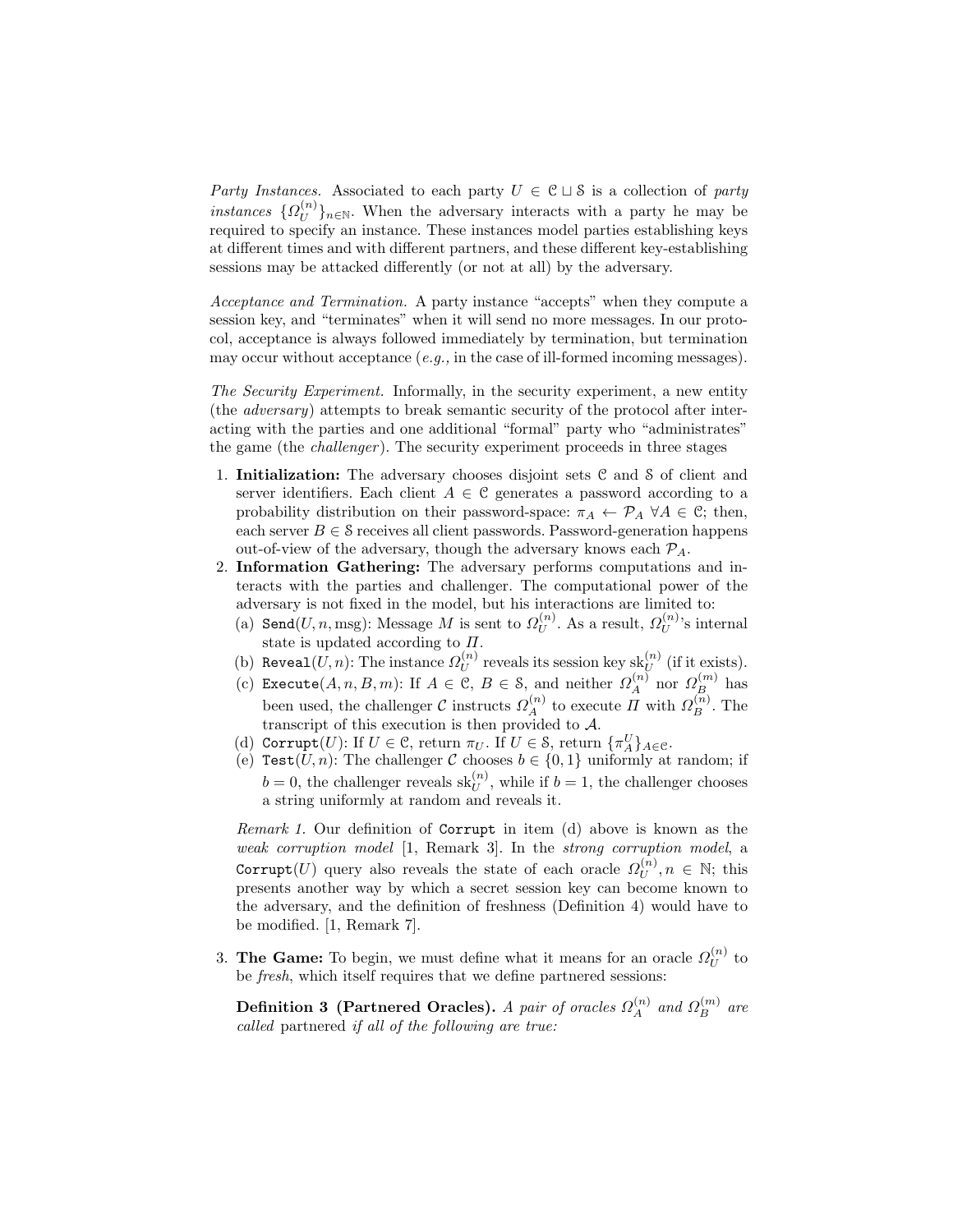*Party Instances.* Associated to each party $U \in \mathcal{C} \sqcup \mathcal{S}$ is a collection of *party instances* $\{\Omega_U^{(n)}\}_{n\in\mathbb{N}}$. When the adversary interacts with a party he may be required to specify an instance. These instances model parties establishing keys at different times and with different partners, and these different key-establishing sessions may be attacked differently (or not at all) by the adversary.

*Acceptance and Termination.* A party instance "accepts" when they compute a session key, and "terminates" when it will send no more messages. In our protocol, acceptance is always followed immediately by termination, but termination may occur without acceptance (*e.g.,* in the case of ill-formed incoming messages).

*The Security Experiment.* Informally, in the security experiment, a new entity (the *adversary*) attempts to break semantic security of the protocol after interacting with the parties and one additional "formal" party who "administrates" the game (the *challenger*). The security experiment proceeds in three stages

1. **Initialization:** The adversary chooses disjoint sets $\mathcal{C}$ and $\mathcal{S}$ of client and server identifiers. Each client $A \in \mathcal{C}$ generates a password according to a probability distribution on their password-space: $\pi_A \leftarrow \mathcal{P}_A \ \forall A \in \mathcal{C}$; then, each server $B \in \mathcal{S}$ receives all client passwords. Password-generation happens out-of-view of the adversary, though the adversary knows each $\mathcal{P}_A$.
2. **Information Gathering:** The adversary performs computations and interacts with the parties and challenger. The computational power of the adversary is not fixed in the model, but his interactions are limited to:
   (a) `Send`$(U, n, \text{msg})$: Message $M$ is sent to $\Omega_U^{(n)}$. As a result, $\Omega_U^{(n)}$'s internal state is updated according to $\Pi$.
   (b) `Reveal`$(U, n)$: The instance $\Omega_U^{(n)}$ reveals its session key $\text{sk}_U^{(n)}$ (if it exists).
   (c) `Execute`$(A, n, B, m)$: If $A \in \mathcal{C}$, $B \in \mathcal{S}$, and neither $\Omega_A^{(n)}$ nor $\Omega_B^{(m)}$ has been used, the challenger $\mathcal{C}$ instructs $\Omega_A^{(n)}$ to execute $\Pi$ with $\Omega_B^{(n)}$. The transcript of this execution is then provided to $\mathcal{A}$.
   (d) `Corrupt`$(U)$: If $U \in \mathcal{C}$, return $\pi_U$. If $U \in \mathcal{S}$, return $\{\pi_A^U\}_{A\in\mathcal{C}}$.
   (e) `Test`$(U, n)$: The challenger $\mathcal{C}$ chooses $b \in \{0, 1\}$ uniformly at random; if $b = 0$, the challenger reveals $\text{sk}_U^{(n)}$, while if $b = 1$, the challenger chooses a string uniformly at random and reveals it.

   *Remark 1.* Our definition of `Corrupt` in item (d) above is known as the *weak corruption model* [1, Remark 3]. In the *strong corruption model*, a `Corrupt`$(U)$ query also reveals the state of each oracle $\Omega_U^{(n)}, n \in \mathbb{N}$; this presents another way by which a secret session key can become known to the adversary, and the definition of freshness (Definition 4) would have to be modified. [1, Remark 7].

3. **The Game:** To begin, we must define what it means for an oracle $\Omega_U^{(n)}$ to be *fresh*, which itself requires that we define partnered sessions:

   **Definition 3 (Partnered Oracles).** *A pair of oracles $\Omega_A^{(n)}$ and $\Omega_B^{(m)}$ are called* partnered *if all of the following are true:*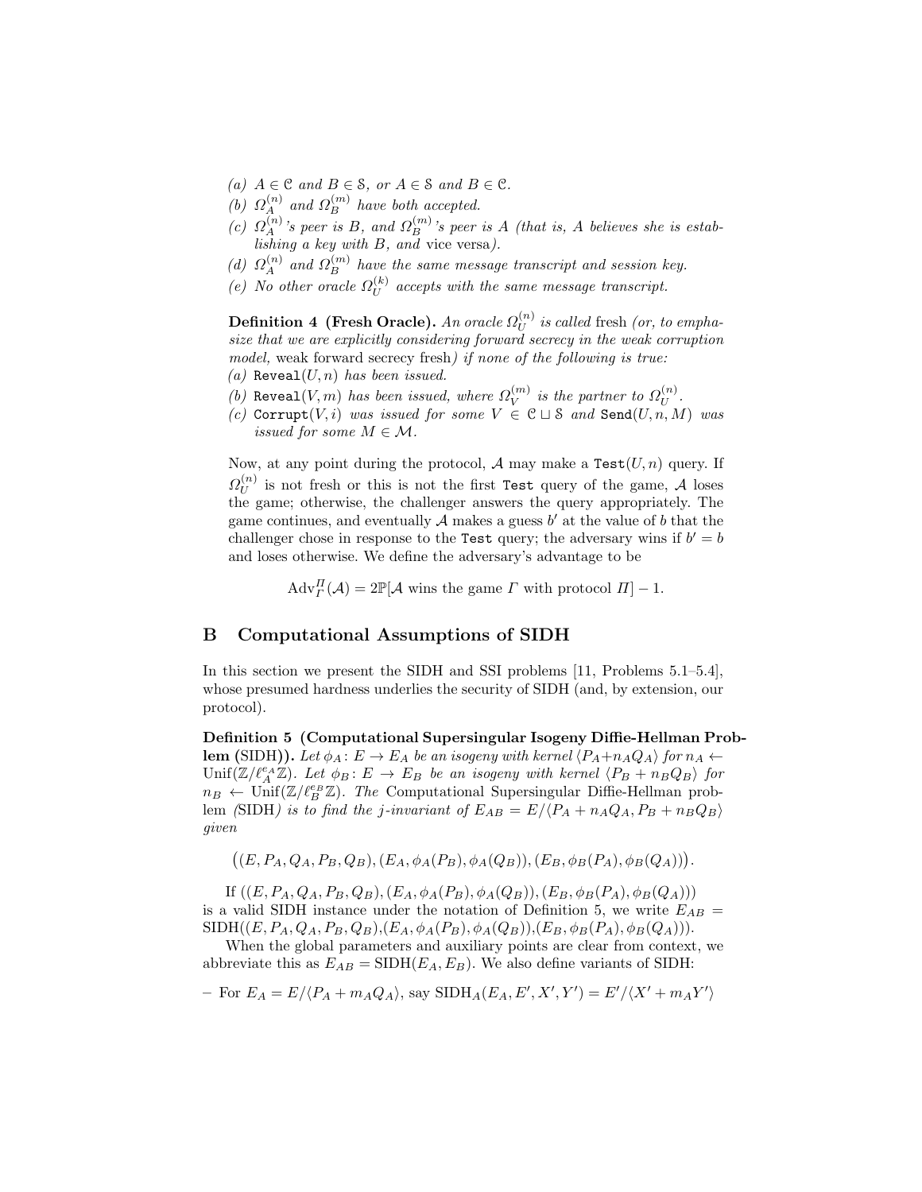*(a)* $A \in \mathcal{C}$ *and* $B \in \mathcal{S}$*, or* $A \in \mathcal{S}$ *and* $B \in \mathcal{C}$*.*

*(b)* $\Omega_A^{(n)}$ *and* $\Omega_B^{(m)}$ *have both accepted.*

*(c)* $\Omega_A^{(n)}$*'s peer is* $B$*, and* $\Omega_B^{(m)}$*'s peer is* $A$ *(that is,* $A$ *believes she is establishing a key with* $B$*, and* vice versa*).*

*(d)* $\Omega_A^{(n)}$ *and* $\Omega_B^{(m)}$ *have the same message transcript and session key.*

*(e) No other oracle* $\Omega_U^{(k)}$ *accepts with the same message transcript.*

**Definition 4 (Fresh Oracle).** *An oracle* $\Omega_U^{(n)}$ *is called* fresh *(or, to emphasize that we are explicitly considering forward secrecy in the weak corruption model,* weak forward secrecy fresh*) if none of the following is true:*

*(a)* `Reveal`$(U, n)$ *has been issued.*

*(b)* `Reveal`$(V, m)$ *has been issued, where* $\Omega_V^{(m)}$ *is the partner to* $\Omega_U^{(n)}$*.*

*(c)* `Corrupt`$(V, i)$ *was issued for some* $V \in \mathcal{C} \sqcup \mathcal{S}$ *and* `Send`$(U, n, M)$ *was issued for some* $M \in \mathcal{M}$*.*

Now, at any point during the protocol, $\mathcal{A}$ may make a `Test`$(U, n)$ query. If $\Omega_U^{(n)}$ is not fresh or this is not the first `Test` query of the game, $\mathcal{A}$ loses the game; otherwise, the challenger answers the query appropriately. The game continues, and eventually $\mathcal{A}$ makes a guess $b'$ at the value of $b$ that the challenger chose in response to the `Test` query; the adversary wins if $b' = b$ and loses otherwise. We define the adversary's advantage to be

$$\mathrm{Adv}_{\Gamma}^{\Pi}(\mathcal{A}) = 2\mathbb{P}[\mathcal{A} \text{ wins the game } \Gamma \text{ with protocol } \Pi] - 1.$$

## B Computational Assumptions of SIDH

In this section we present the SIDH and SSI problems [11, Problems 5.1–5.4], whose presumed hardness underlies the security of SIDH (and, by extension, our protocol).

**Definition 5 (Computational Supersingular Isogeny Diffie-Hellman Problem (SIDH)).** *Let* $\phi_A \colon E \to E_A$ *be an isogeny with kernel* $\langle P_A + n_A Q_A \rangle$ *for* $n_A \leftarrow \mathrm{Unif}(\mathbb{Z}/\ell_A^{e_A}\mathbb{Z})$*. Let* $\phi_B \colon E \to E_B$ *be an isogeny with kernel* $\langle P_B + n_B Q_B \rangle$ *for* $n_B \leftarrow \mathrm{Unif}(\mathbb{Z}/\ell_B^{e_B}\mathbb{Z})$*. The* Computational Supersingular Diffie-Hellman problem *(*SIDH*) is to find the* $j$*-invariant of* $E_{AB} = E/\langle P_A + n_A Q_A, P_B + n_B Q_B \rangle$ *given*

$$\big((E, P_A, Q_A, P_B, Q_B), (E_A, \phi_A(P_B), \phi_A(Q_B)), (E_B, \phi_B(P_A), \phi_B(Q_A))\big).$$

If $((E, P_A, Q_A, P_B, Q_B), (E_A, \phi_A(P_B), \phi_A(Q_B)), (E_B, \phi_B(P_A), \phi_B(Q_A)))$ is a valid SIDH instance under the notation of Definition 5, we write $E_{AB} = \mathrm{SIDH}((E, P_A, Q_A, P_B, Q_B), (E_A, \phi_A(P_B), \phi_A(Q_B)), (E_B, \phi_B(P_A), \phi_B(Q_A)))$.

When the global parameters and auxiliary points are clear from context, we abbreviate this as $E_{AB} = \mathrm{SIDH}(E_A, E_B)$. We also define variants of SIDH:

– For $E_A = E/\langle P_A + m_A Q_A \rangle$, say $\mathrm{SIDH}_A(E_A, E', X', Y') = E'/\langle X' + m_A Y' \rangle$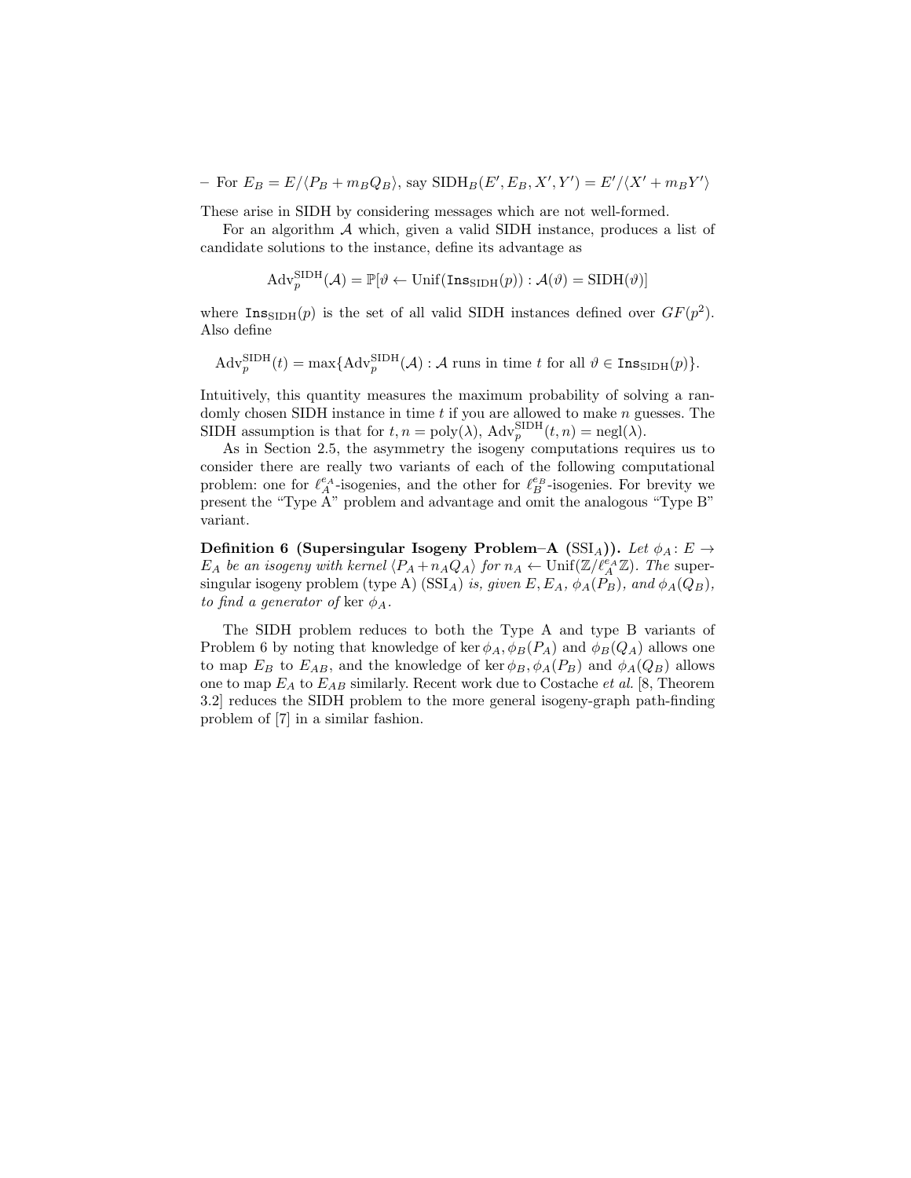– For $E_B = E/\langle P_B + m_B Q_B \rangle$, say $\text{SIDH}_B(E', E_B, X', Y') = E'/\langle X' + m_B Y' \rangle$

These arise in SIDH by considering messages which are not well-formed.

For an algorithm $\mathcal{A}$ which, given a valid SIDH instance, produces a list of candidate solutions to the instance, define its advantage as

$$\text{Adv}_p^{\text{SIDH}}(\mathcal{A}) = \mathbb{P}[\vartheta \leftarrow \text{Unif}(\texttt{Ins}_{\text{SIDH}}(p)) : \mathcal{A}(\vartheta) = \text{SIDH}(\vartheta)]$$

where $\texttt{Ins}_{\text{SIDH}}(p)$ is the set of all valid SIDH instances defined over $GF(p^2)$. Also define

$$\text{Adv}_p^{\text{SIDH}}(t) = \max\{\text{Adv}_p^{\text{SIDH}}(\mathcal{A}) : \mathcal{A} \text{ runs in time } t \text{ for all } \vartheta \in \texttt{Ins}_{\text{SIDH}}(p)\}.$$

Intuitively, this quantity measures the maximum probability of solving a randomly chosen SIDH instance in time $t$ if you are allowed to make $n$ guesses. The SIDH assumption is that for $t, n = \text{poly}(\lambda)$, $\text{Adv}_p^{\text{SIDH}}(t, n) = \text{negl}(\lambda)$.

As in Section 2.5, the asymmetry the isogeny computations requires us to consider there are really two variants of each of the following computational problem: one for $\ell_A^{e_A}$-isogenies, and the other for $\ell_B^{e_B}$-isogenies. For brevity we present the "Type A" problem and advantage and omit the analogous "Type B" variant.

**Definition 6 (Supersingular Isogeny Problem–A ($\text{SSI}_A$)).** *Let $\phi_A : E \to E_A$ be an isogeny with kernel $\langle P_A + n_A Q_A \rangle$ for $n_A \leftarrow \text{Unif}(\mathbb{Z}/\ell_A^{e_A}\mathbb{Z})$. The* supersingular isogeny problem (type A) ($\text{SSI}_A$) *is, given $E, E_A$, $\phi_A(P_B)$, and $\phi_A(Q_B)$, to find a generator of* $\ker \phi_A$.

The SIDH problem reduces to both the Type A and type B variants of Problem 6 by noting that knowledge of $\ker \phi_A, \phi_B(P_A)$ and $\phi_B(Q_A)$ allows one to map $E_B$ to $E_{AB}$, and the knowledge of $\ker \phi_B, \phi_A(P_B)$ and $\phi_A(Q_B)$ allows one to map $E_A$ to $E_{AB}$ similarly. Recent work due to Costache *et al.* [8, Theorem 3.2] reduces the SIDH problem to the more general isogeny-graph path-finding problem of [7] in a similar fashion.